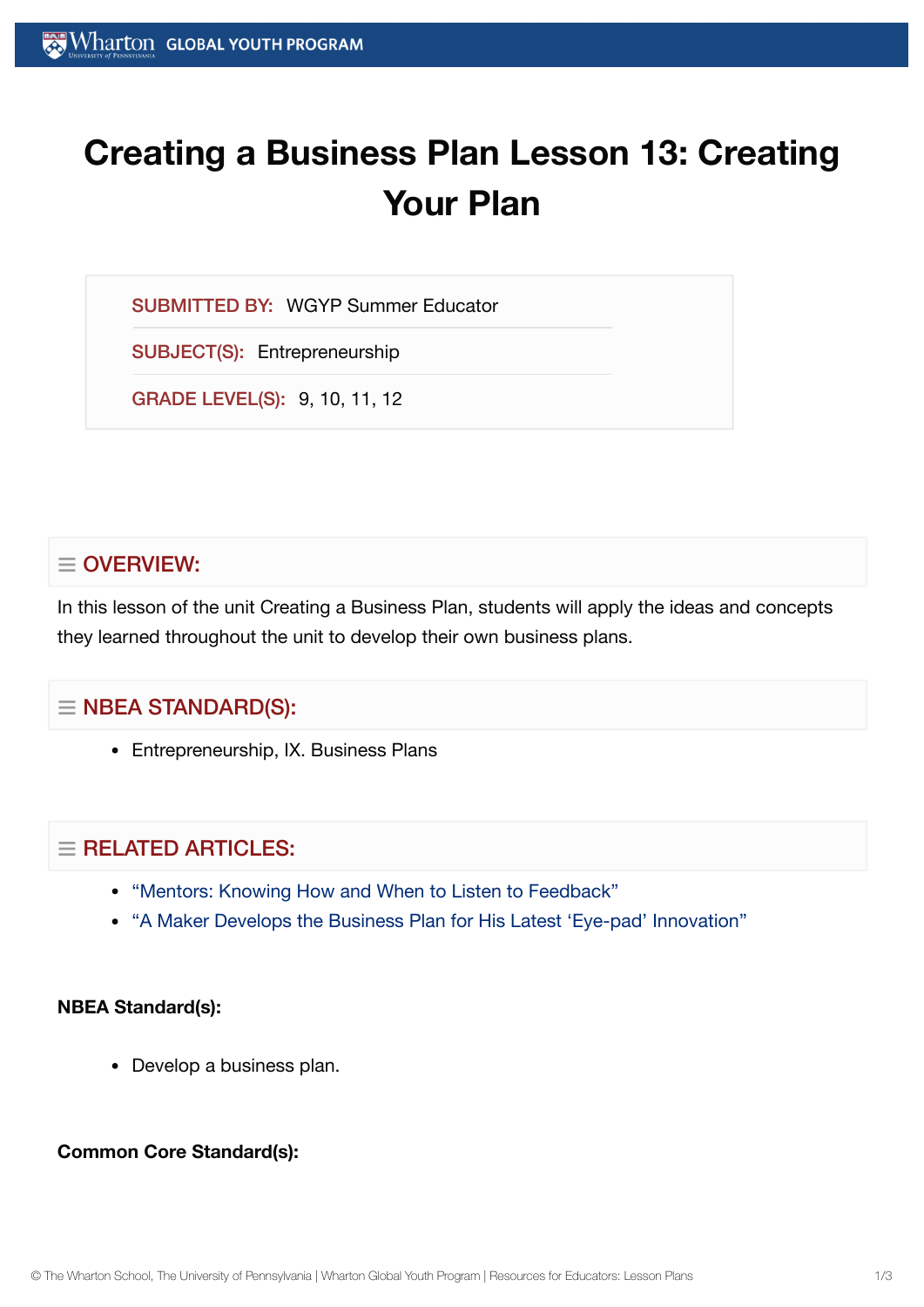# Creating a Business Plan Lesson 13: Creating Your Plan

SUBMITTED BY: WGYP Summer Educator

SUBJECT(S): Entrepreneurship

GRADE LEVEL(S): 9, 10, 11, 12

## OVERVIEW:

In this lesson of the unit Creating a Business Plan, students will apply the ideas and concepts they learned throughout the unit to develop their own business plans.

## NBEA STANDARD(S):

- Entrepreneurship, IX. Business Plans

## RELATED ARTICLES:

- "Mentors: Knowing How and When to Listen to Feedback"
- "A Maker Develops the Business Plan for His Latest 'Eye-pad' Innovation"

**NBEA Standard(s):**

- Develop a business plan.

**Common Core Standard(s):**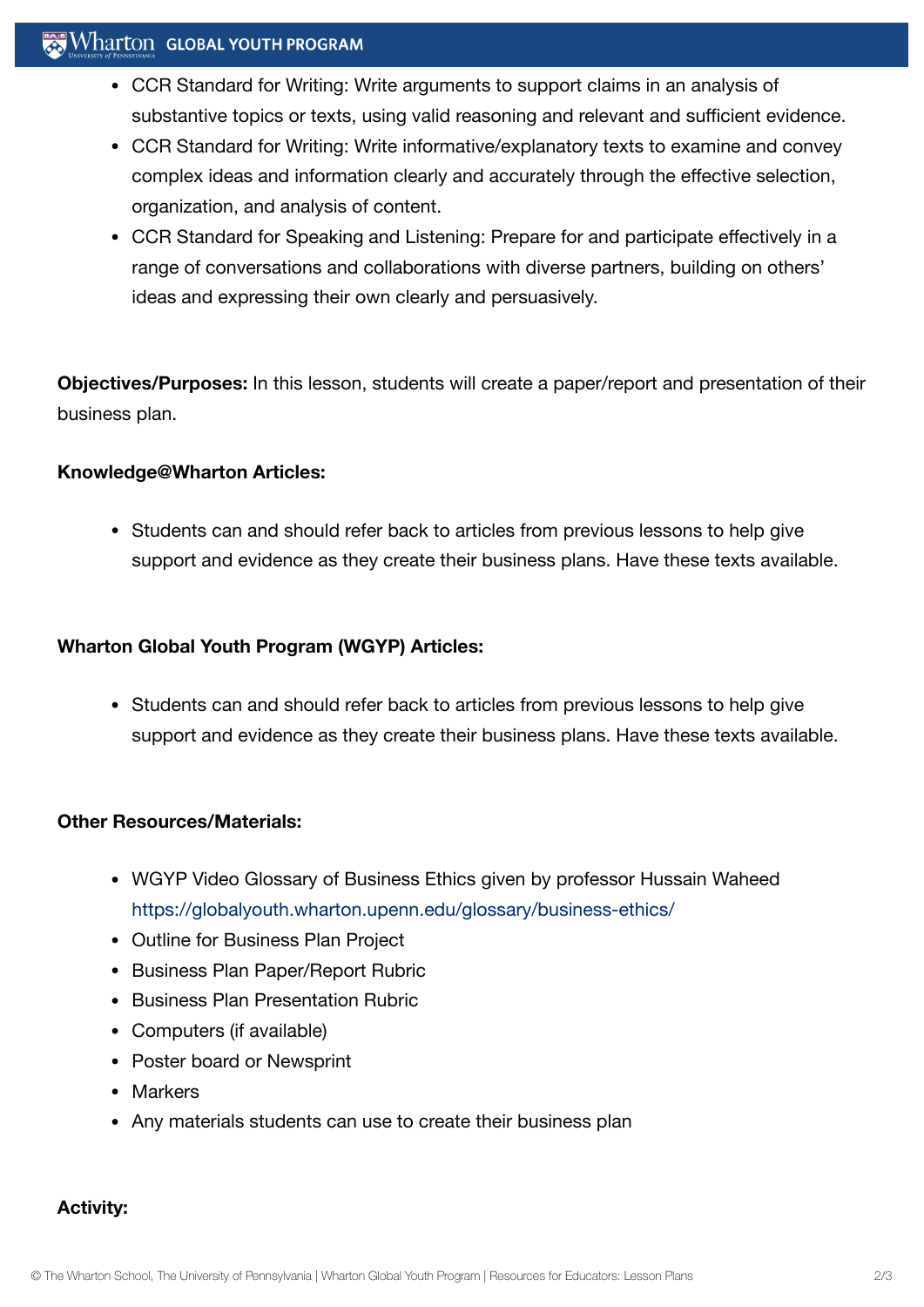- CCR Standard for Writing: Write arguments to support claims in an analysis of substantive topics or texts, using valid reasoning and relevant and sufficient evidence.
- CCR Standard for Writing: Write informative/explanatory texts to examine and convey complex ideas and information clearly and accurately through the effective selection, organization, and analysis of content.
- CCR Standard for Speaking and Listening: Prepare for and participate effectively in a range of conversations and collaborations with diverse partners, building on others' ideas and expressing their own clearly and persuasively.

**Objectives/Purposes:** In this lesson, students will create a paper/report and presentation of their business plan.

**Knowledge@Wharton Articles:**

- Students can and should refer back to articles from previous lessons to help give support and evidence as they create their business plans. Have these texts available.

**Wharton Global Youth Program (WGYP) Articles:**

- Students can and should refer back to articles from previous lessons to help give support and evidence as they create their business plans. Have these texts available.

**Other Resources/Materials:**

- WGYP Video Glossary of Business Ethics given by professor Hussain Waheed https://globalyouth.wharton.upenn.edu/glossary/business-ethics/
- Outline for Business Plan Project
- Business Plan Paper/Report Rubric
- Business Plan Presentation Rubric
- Computers (if available)
- Poster board or Newsprint
- Markers
- Any materials students can use to create their business plan

**Activity:**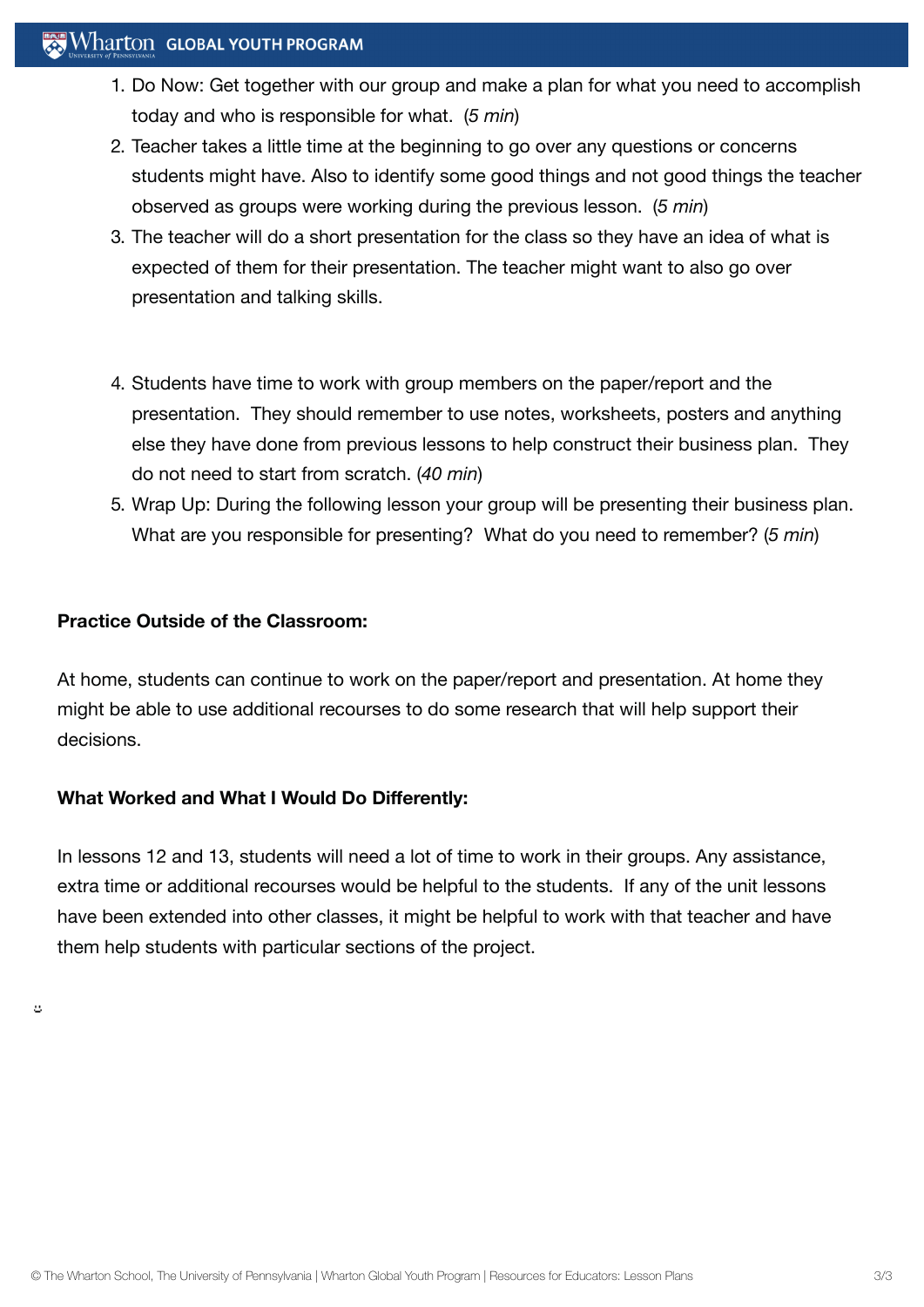1. Do Now: Get together with our group and make a plan for what you need to accomplish today and who is responsible for what. (*5 min*)
2. Teacher takes a little time at the beginning to go over any questions or concerns students might have. Also to identify some good things and not good things the teacher observed as groups were working during the previous lesson. (*5 min*)
3. The teacher will do a short presentation for the class so they have an idea of what is expected of them for their presentation. The teacher might want to also go over presentation and talking skills.
4. Students have time to work with group members on the paper/report and the presentation. They should remember to use notes, worksheets, posters and anything else they have done from previous lessons to help construct their business plan. They do not need to start from scratch. (*40 min*)
5. Wrap Up: During the following lesson your group will be presenting their business plan. What are you responsible for presenting? What do you need to remember? (*5 min*)

**Practice Outside of the Classroom:**

At home, students can continue to work on the paper/report and presentation. At home they might be able to use additional recourses to do some research that will help support their decisions.

**What Worked and What I Would Do Differently:**

In lessons 12 and 13, students will need a lot of time to work in their groups. Any assistance, extra time or additional recourses would be helpful to the students. If any of the unit lessons have been extended into other classes, it might be helpful to work with that teacher and have them help students with particular sections of the project.